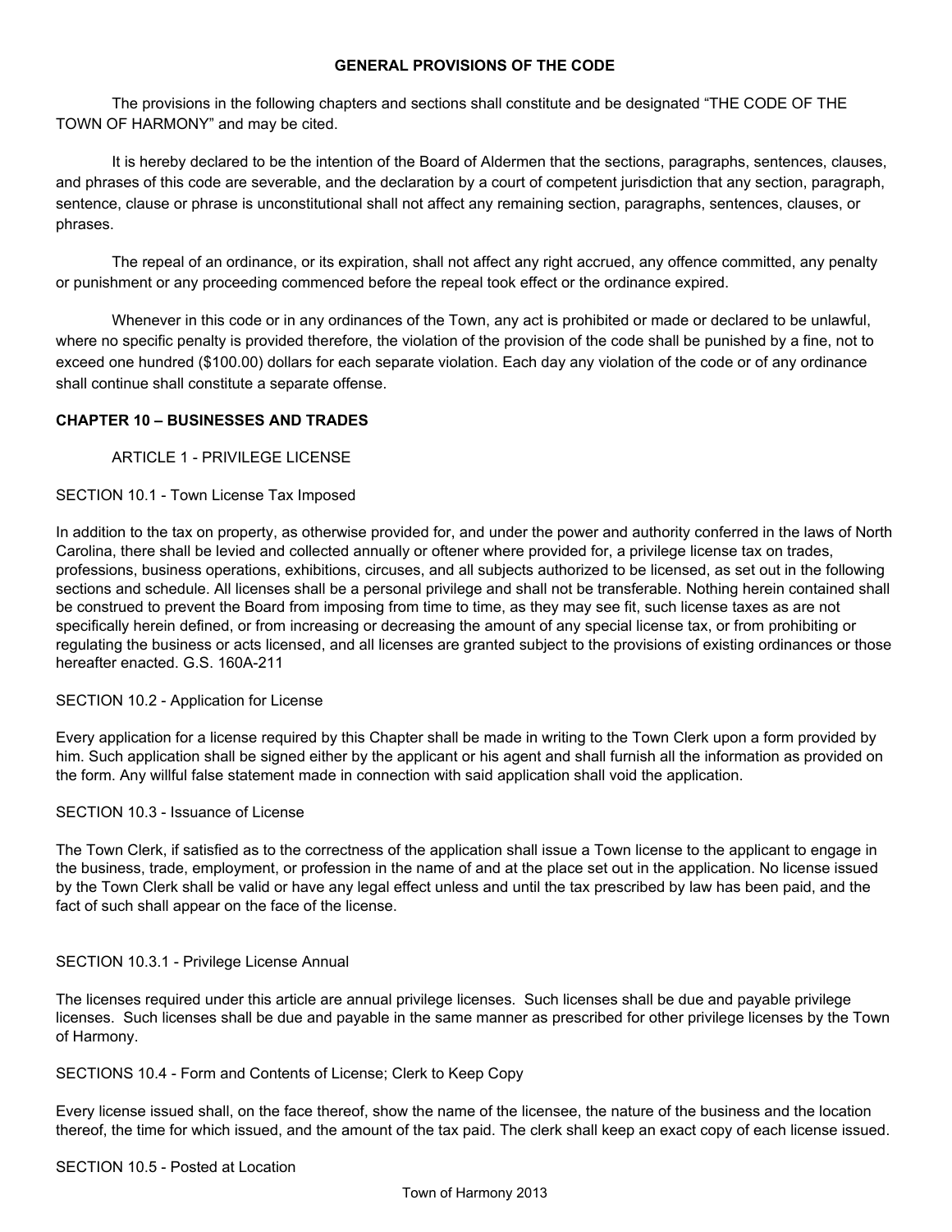# GENERAL PROVISIONS OF THE CODE

The provisions in the following chapters and sections shall constitute and be designated "THE CODE OF THE TOWN OF HARMONY" and may be cited.

It is hereby declared to be the intention of the Board of Aldermen that the sections, paragraphs, sentences, clauses, and phrases of this code are severable, and the declaration by a court of competent jurisdiction that any section, paragraph, sentence, clause or phrase is unconstitutional shall not affect any remaining section, paragraphs, sentences, clauses, or phrases.

The repeal of an ordinance, or its expiration, shall not affect any right accrued, any offence committed, any penalty or punishment or any proceeding commenced before the repeal took effect or the ordinance expired.

Whenever in this code or in any ordinances of the Town, any act is prohibited or made or declared to be unlawful, where no specific penalty is provided therefore, the violation of the provision of the code shall be punished by a fine, not to exceed one hundred ($100.00) dollars for each separate violation. Each day any violation of the code or of any ordinance shall continue shall constitute a separate offense.

## CHAPTER 10 – BUSINESSES AND TRADES

### ARTICLE 1 - PRIVILEGE LICENSE

#### SECTION 10.1 - Town License Tax Imposed

In addition to the tax on property, as otherwise provided for, and under the power and authority conferred in the laws of North Carolina, there shall be levied and collected annually or oftener where provided for, a privilege license tax on trades, professions, business operations, exhibitions, circuses, and all subjects authorized to be licensed, as set out in the following sections and schedule. All licenses shall be a personal privilege and shall not be transferable. Nothing herein contained shall be construed to prevent the Board from imposing from time to time, as they may see fit, such license taxes as are not specifically herein defined, or from increasing or decreasing the amount of any special license tax, or from prohibiting or regulating the business or acts licensed, and all licenses are granted subject to the provisions of existing ordinances or those hereafter enacted. G.S. 160A-211

#### SECTION 10.2 - Application for License

Every application for a license required by this Chapter shall be made in writing to the Town Clerk upon a form provided by him. Such application shall be signed either by the applicant or his agent and shall furnish all the information as provided on the form. Any willful false statement made in connection with said application shall void the application.

#### SECTION 10.3 - Issuance of License

The Town Clerk, if satisfied as to the correctness of the application shall issue a Town license to the applicant to engage in the business, trade, employment, or profession in the name of and at the place set out in the application. No license issued by the Town Clerk shall be valid or have any legal effect unless and until the tax prescribed by law has been paid, and the fact of such shall appear on the face of the license.

#### SECTION 10.3.1 - Privilege License Annual

The licenses required under this article are annual privilege licenses. Such licenses shall be due and payable privilege licenses. Such licenses shall be due and payable in the same manner as prescribed for other privilege licenses by the Town of Harmony.

#### SECTIONS 10.4 - Form and Contents of License; Clerk to Keep Copy

Every license issued shall, on the face thereof, show the name of the licensee, the nature of the business and the location thereof, the time for which issued, and the amount of the tax paid. The clerk shall keep an exact copy of each license issued.

#### SECTION 10.5 - Posted at Location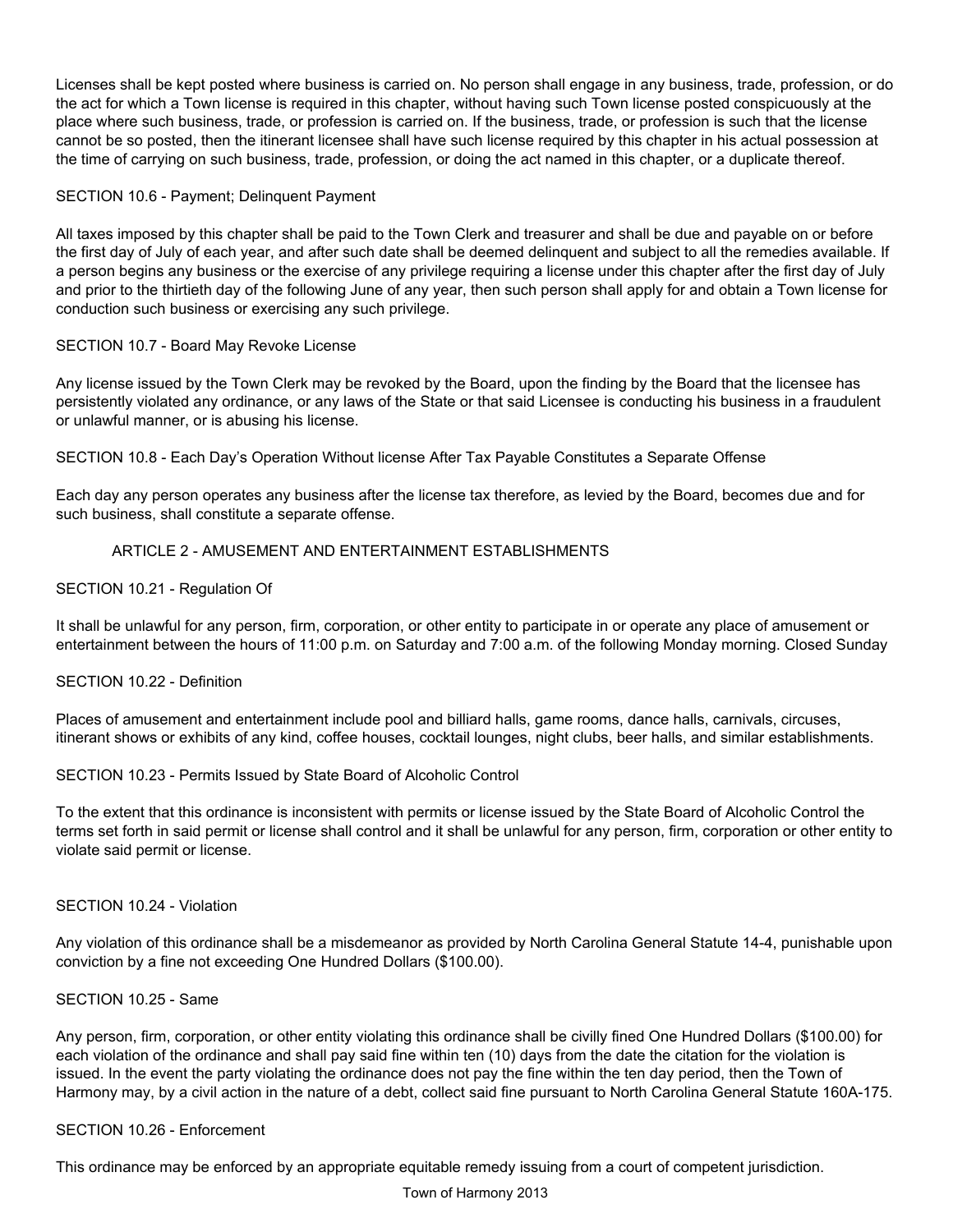Licenses shall be kept posted where business is carried on. No person shall engage in any business, trade, profession, or do the act for which a Town license is required in this chapter, without having such Town license posted conspicuously at the place where such business, trade, or profession is carried on. If the business, trade, or profession is such that the license cannot be so posted, then the itinerant licensee shall have such license required by this chapter in his actual possession at the time of carrying on such business, trade, profession, or doing the act named in this chapter, or a duplicate thereof.

SECTION 10.6 - Payment; Delinquent Payment

All taxes imposed by this chapter shall be paid to the Town Clerk and treasurer and shall be due and payable on or before the first day of July of each year, and after such date shall be deemed delinquent and subject to all the remedies available. If a person begins any business or the exercise of any privilege requiring a license under this chapter after the first day of July and prior to the thirtieth day of the following June of any year, then such person shall apply for and obtain a Town license for conduction such business or exercising any such privilege.

SECTION 10.7 - Board May Revoke License

Any license issued by the Town Clerk may be revoked by the Board, upon the finding by the Board that the licensee has persistently violated any ordinance, or any laws of the State or that said Licensee is conducting his business in a fraudulent or unlawful manner, or is abusing his license.

SECTION 10.8 - Each Day's Operation Without license After Tax Payable Constitutes a Separate Offense

Each day any person operates any business after the license tax therefore, as levied by the Board, becomes due and for such business, shall constitute a separate offense.

## ARTICLE 2 - AMUSEMENT AND ENTERTAINMENT ESTABLISHMENTS

SECTION 10.21 - Regulation Of

It shall be unlawful for any person, firm, corporation, or other entity to participate in or operate any place of amusement or entertainment between the hours of 11:00 p.m. on Saturday and 7:00 a.m. of the following Monday morning. Closed Sunday

SECTION 10.22 - Definition

Places of amusement and entertainment include pool and billiard halls, game rooms, dance halls, carnivals, circuses, itinerant shows or exhibits of any kind, coffee houses, cocktail lounges, night clubs, beer halls, and similar establishments.

SECTION 10.23 - Permits Issued by State Board of Alcoholic Control

To the extent that this ordinance is inconsistent with permits or license issued by the State Board of Alcoholic Control the terms set forth in said permit or license shall control and it shall be unlawful for any person, firm, corporation or other entity to violate said permit or license.

SECTION 10.24 - Violation

Any violation of this ordinance shall be a misdemeanor as provided by North Carolina General Statute 14-4, punishable upon conviction by a fine not exceeding One Hundred Dollars ($100.00).

SECTION 10.25 - Same

Any person, firm, corporation, or other entity violating this ordinance shall be civilly fined One Hundred Dollars ($100.00) for each violation of the ordinance and shall pay said fine within ten (10) days from the date the citation for the violation is issued. In the event the party violating the ordinance does not pay the fine within the ten day period, then the Town of Harmony may, by a civil action in the nature of a debt, collect said fine pursuant to North Carolina General Statute 160A-175.

SECTION 10.26 - Enforcement

This ordinance may be enforced by an appropriate equitable remedy issuing from a court of competent jurisdiction.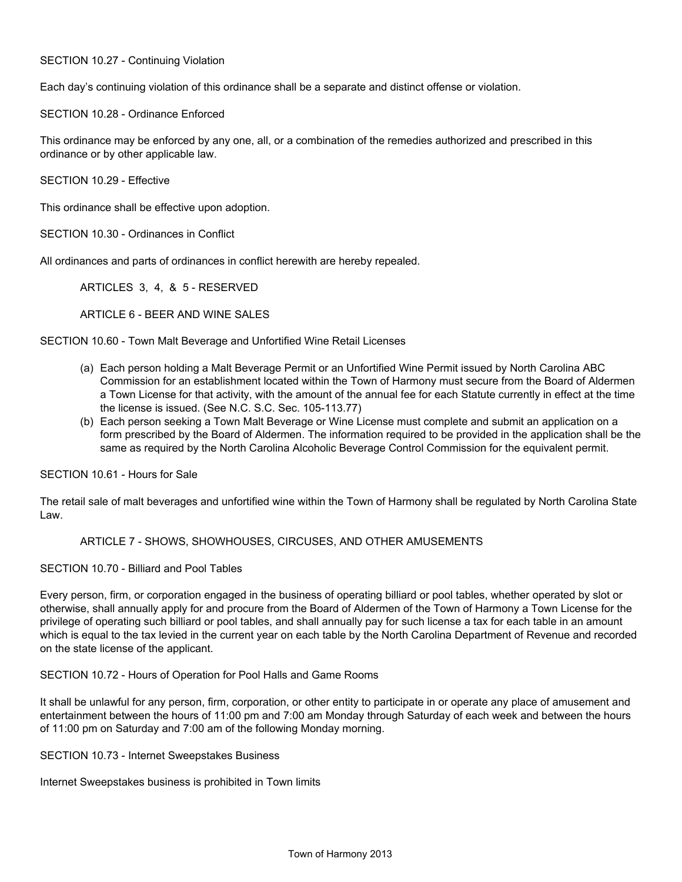SECTION 10.27 - Continuing Violation

Each day's continuing violation of this ordinance shall be a separate and distinct offense or violation.

SECTION 10.28 - Ordinance Enforced

This ordinance may be enforced by any one, all, or a combination of the remedies authorized and prescribed in this ordinance or by other applicable law.

SECTION 10.29 - Effective

This ordinance shall be effective upon adoption.

SECTION 10.30 - Ordinances in Conflict

All ordinances and parts of ordinances in conflict herewith are hereby repealed.

## ARTICLES 3, 4, & 5 - RESERVED

## ARTICLE 6 - BEER AND WINE SALES

SECTION 10.60 - Town Malt Beverage and Unfortified Wine Retail Licenses

(a) Each person holding a Malt Beverage Permit or an Unfortified Wine Permit issued by North Carolina ABC Commission for an establishment located within the Town of Harmony must secure from the Board of Aldermen a Town License for that activity, with the amount of the annual fee for each Statute currently in effect at the time the license is issued. (See N.C. S.C. Sec. 105-113.77)

(b) Each person seeking a Town Malt Beverage or Wine License must complete and submit an application on a form prescribed by the Board of Aldermen. The information required to be provided in the application shall be the same as required by the North Carolina Alcoholic Beverage Control Commission for the equivalent permit.

SECTION 10.61 - Hours for Sale

The retail sale of malt beverages and unfortified wine within the Town of Harmony shall be regulated by North Carolina State Law.

## ARTICLE 7 - SHOWS, SHOWHOUSES, CIRCUSES, AND OTHER AMUSEMENTS

SECTION 10.70 - Billiard and Pool Tables

Every person, firm, or corporation engaged in the business of operating billiard or pool tables, whether operated by slot or otherwise, shall annually apply for and procure from the Board of Aldermen of the Town of Harmony a Town License for the privilege of operating such billiard or pool tables, and shall annually pay for such license a tax for each table in an amount which is equal to the tax levied in the current year on each table by the North Carolina Department of Revenue and recorded on the state license of the applicant.

SECTION 10.72 - Hours of Operation for Pool Halls and Game Rooms

It shall be unlawful for any person, firm, corporation, or other entity to participate in or operate any place of amusement and entertainment between the hours of 11:00 pm and 7:00 am Monday through Saturday of each week and between the hours of 11:00 pm on Saturday and 7:00 am of the following Monday morning.

SECTION 10.73 - Internet Sweepstakes Business

Internet Sweepstakes business is prohibited in Town limits